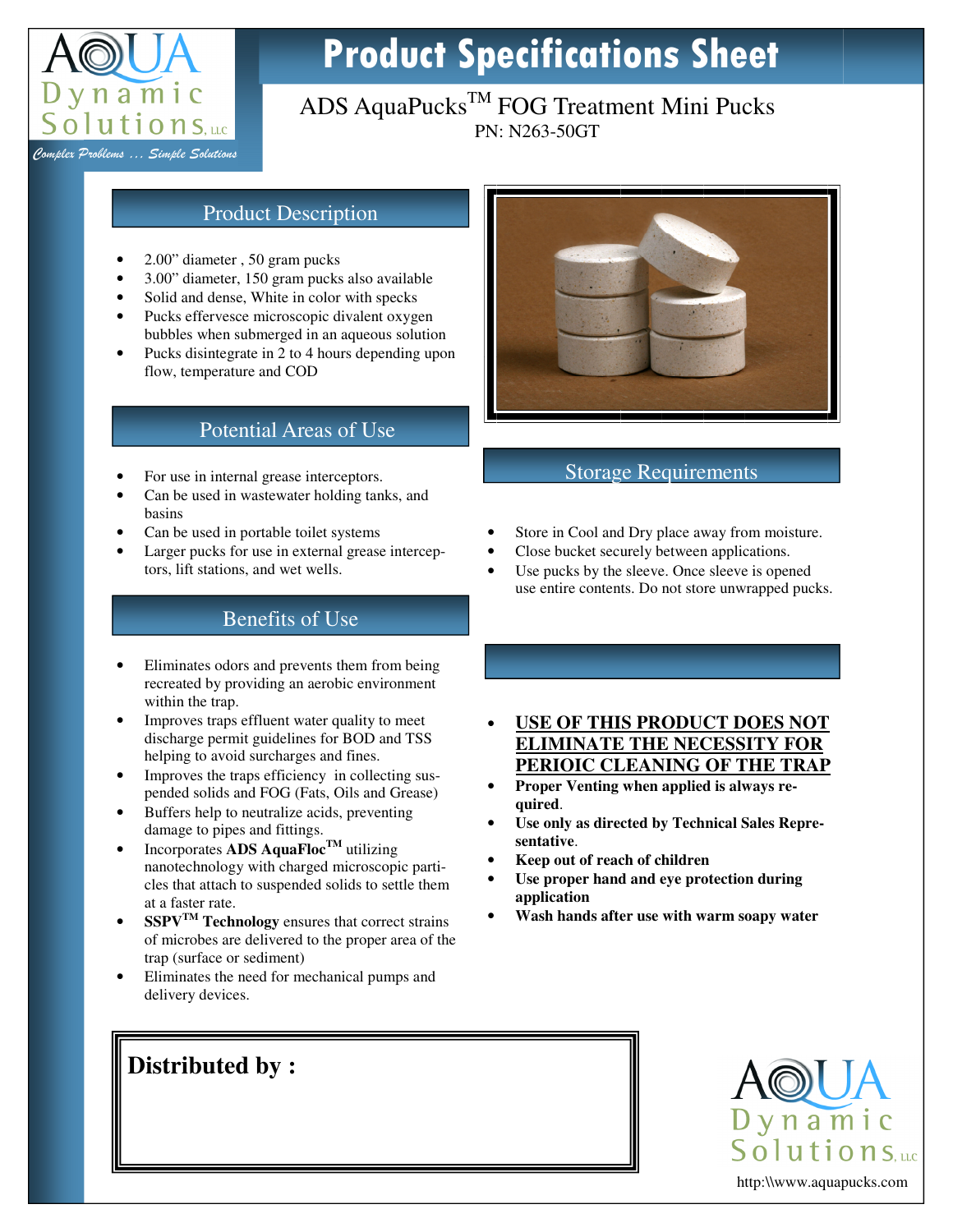# Product Specifications Sheet

Aqua Dynamic Solutions, LLC

*Complex Problems … Simple Solutions*

## ADS AquaPucks™ FOG Treatment Mini Pucks

PN: N263-50GT

### Product Description

- 2.00" diameter , 50 gram pucks
- 3.00" diameter, 150 gram pucks also available
- Solid and dense, White in color with specks
- Pucks effervesce microscopic divalent oxygen bubbles when submerged in an aqueous solution
- Pucks disintegrate in 2 to 4 hours depending upon flow, temperature and COD

### Potential Areas of Use

- For use in internal grease interceptors.
- Can be used in wastewater holding tanks, and basins
- Can be used in portable toilet systems
- Larger pucks for use in external grease interceptors, lift stations, and wet wells.

### Benefits of Use

- Eliminates odors and prevents them from being recreated by providing an aerobic environment within the trap.
- Improves traps effluent water quality to meet discharge permit guidelines for BOD and TSS helping to avoid surcharges and fines.
- Improves the traps efficiency in collecting suspended solids and FOG (Fats, Oils and Grease)
- Buffers help to neutralize acids, preventing damage to pipes and fittings.
- Incorporates **ADS AquaFloc™** utilizing nanotechnology with charged microscopic particles that attach to suspended solids to settle them at a faster rate.
- **SSPV™ Technology** ensures that correct strains of microbes are delivered to the proper area of the trap (surface or sediment)
- Eliminates the need for mechanical pumps and delivery devices.

### Storage Requirements

- Store in Cool and Dry place away from moisture.
- Close bucket securely between applications.
- Use pucks by the sleeve. Once sleeve is opened use entire contents. Do not store unwrapped pucks.

- **USE OF THIS PRODUCT DOES NOT ELIMINATE THE NECESSITY FOR PERIOIC CLEANING OF THE TRAP**
- **Proper Venting when applied is always required**.
- **Use only as directed by Technical Sales Representative**.
- **Keep out of reach of children**
- **Use proper hand and eye protection during application**
- **Wash hands after use with warm soapy water**

**Distributed by :**

Aqua Dynamic Solutions, LLC

http:\\www.aquapucks.com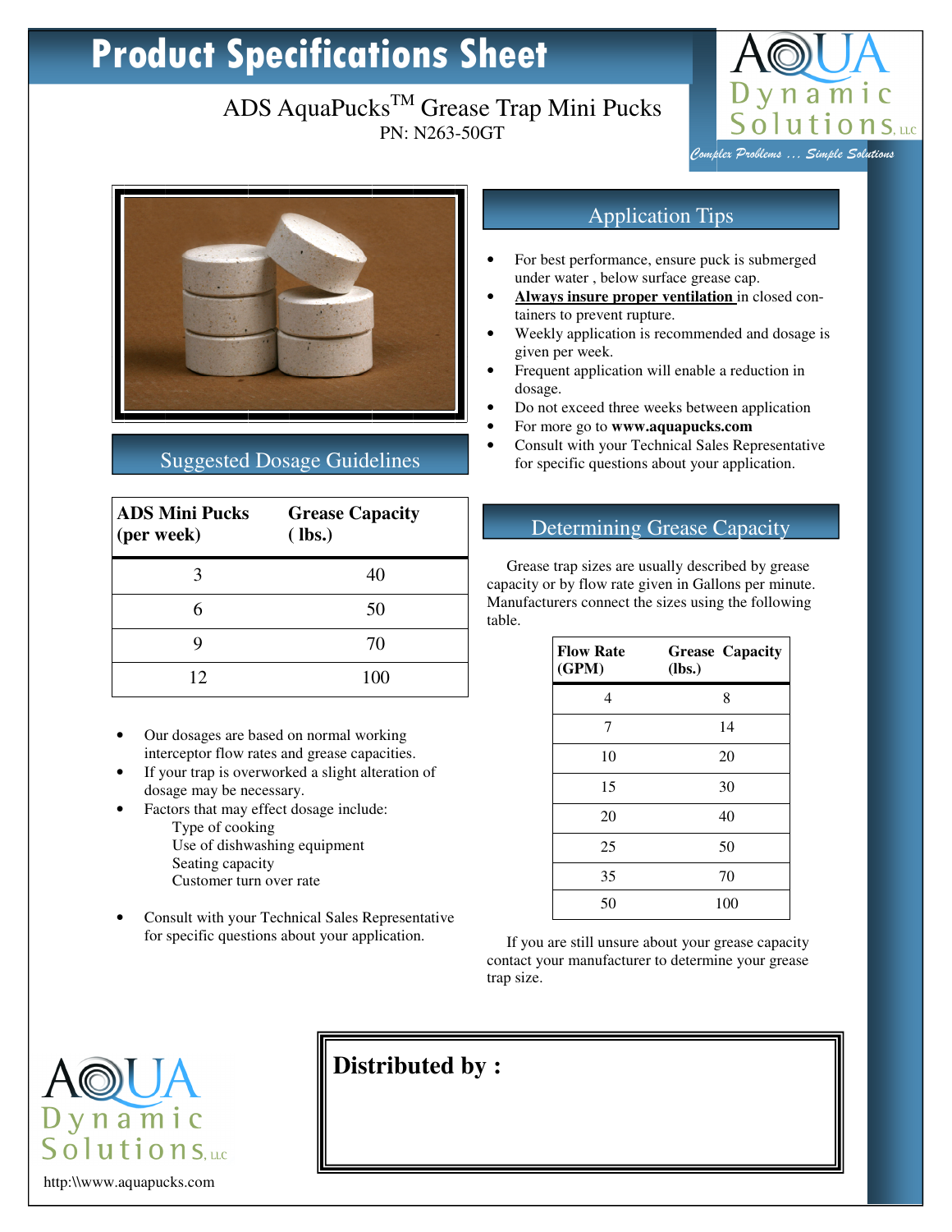# Product Specifications Sheet

ADS AquaPucks™ Grease Trap Mini Pucks
PN: N263-50GT

AQUA Dynamic Solutions, LLC
*Complex Problems … Simple Solutions*

## Suggested Dosage Guidelines

| ADS Mini Pucks (per week) | Grease Capacity ( lbs.) |
|---|---|
| 3 | 40 |
| 6 | 50 |
| 9 | 70 |
| 12 | 100 |

- Our dosages are based on normal working interceptor flow rates and grease capacities.
- If your trap is overworked a slight alteration of dosage may be necessary.
- Factors that may effect dosage include:
  - Type of cooking
  - Use of dishwashing equipment
  - Seating capacity
  - Customer turn over rate
- Consult with your Technical Sales Representative for specific questions about your application.

## Application Tips

- For best performance, ensure puck is submerged under water , below surface grease cap.
- **Always insure proper ventilation** in closed containers to prevent rupture.
- Weekly application is recommended and dosage is given per week.
- Frequent application will enable a reduction in dosage.
- Do not exceed three weeks between application
- For more go to **www.aquapucks.com**
- Consult with your Technical Sales Representative for specific questions about your application.

## Determining Grease Capacity

Grease trap sizes are usually described by grease capacity or by flow rate given in Gallons per minute. Manufacturers connect the sizes using the following table.

| Flow Rate (GPM) | Grease Capacity (lbs.) |
|---|---|
| 4 | 8 |
| 7 | 14 |
| 10 | 20 |
| 15 | 30 |
| 20 | 40 |
| 25 | 50 |
| 35 | 70 |
| 50 | 100 |

If you are still unsure about your grease capacity contact your manufacturer to determine your grease trap size.

**Distributed by :**

AQUA Dynamic Solutions, LLC
http:\\www.aquapucks.com